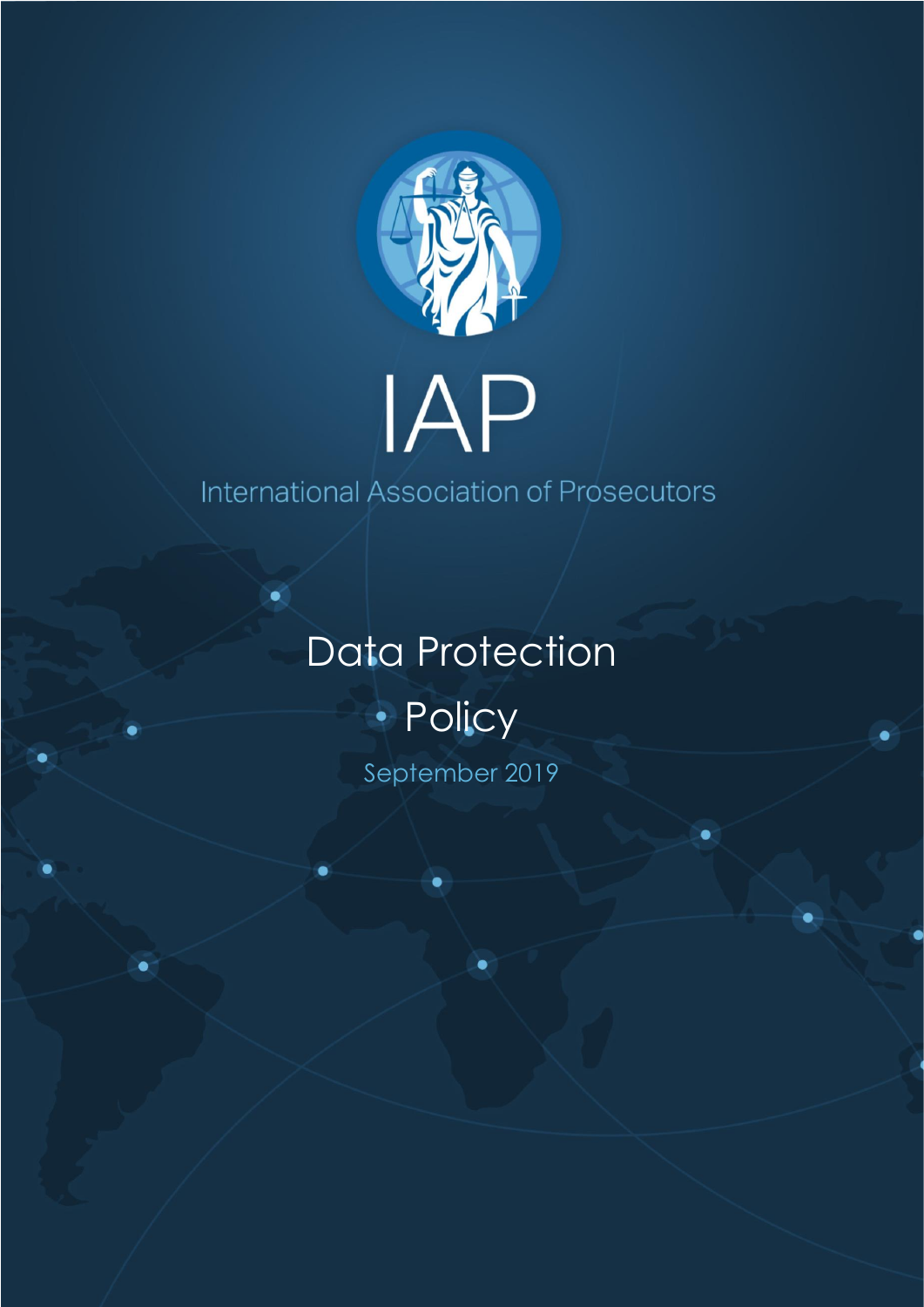# IAP

International Association of Prosecutors

## Data Protection Policy

September 2019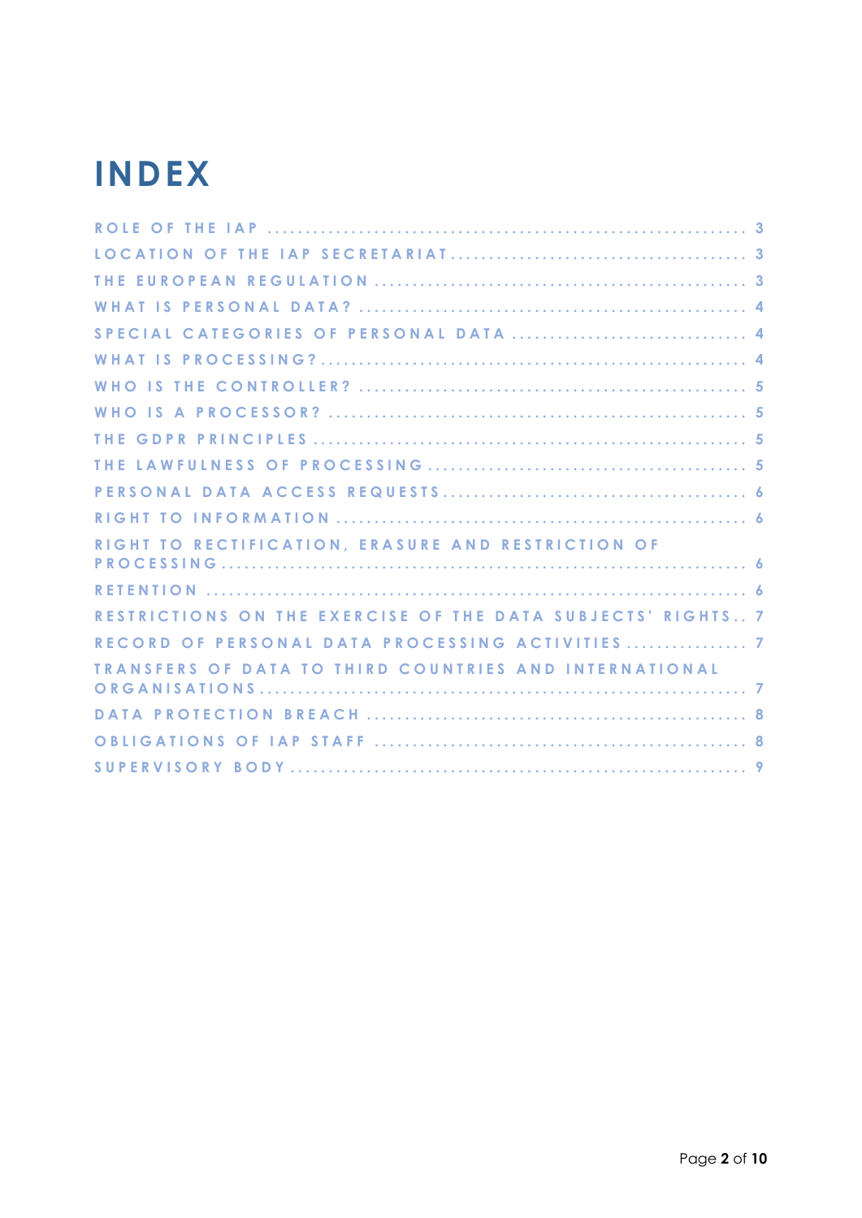# INDEX

ROLE OF THE IAP ..... 3
LOCATION OF THE IAP SECRETARIAT ..... 3
THE EUROPEAN REGULATION ..... 3
WHAT IS PERSONAL DATA? ..... 4
SPECIAL CATEGORIES OF PERSONAL DATA ..... 4
WHAT IS PROCESSING? ..... 4
WHO IS THE CONTROLLER? ..... 5
WHO IS A PROCESSOR? ..... 5
THE GDPR PRINCIPLES ..... 5
THE LAWFULNESS OF PROCESSING ..... 5
PERSONAL DATA ACCESS REQUESTS ..... 6
RIGHT TO INFORMATION ..... 6
RIGHT TO RECTIFICATION, ERASURE AND RESTRICTION OF PROCESSING ..... 6
RETENTION ..... 6
RESTRICTIONS ON THE EXERCISE OF THE DATA SUBJECTS' RIGHTS ..... 7
RECORD OF PERSONAL DATA PROCESSING ACTIVITIES ..... 7
TRANSFERS OF DATA TO THIRD COUNTRIES AND INTERNATIONAL ORGANISATIONS ..... 7
DATA PROTECTION BREACH ..... 8
OBLIGATIONS OF IAP STAFF ..... 8
SUPERVISORY BODY ..... 9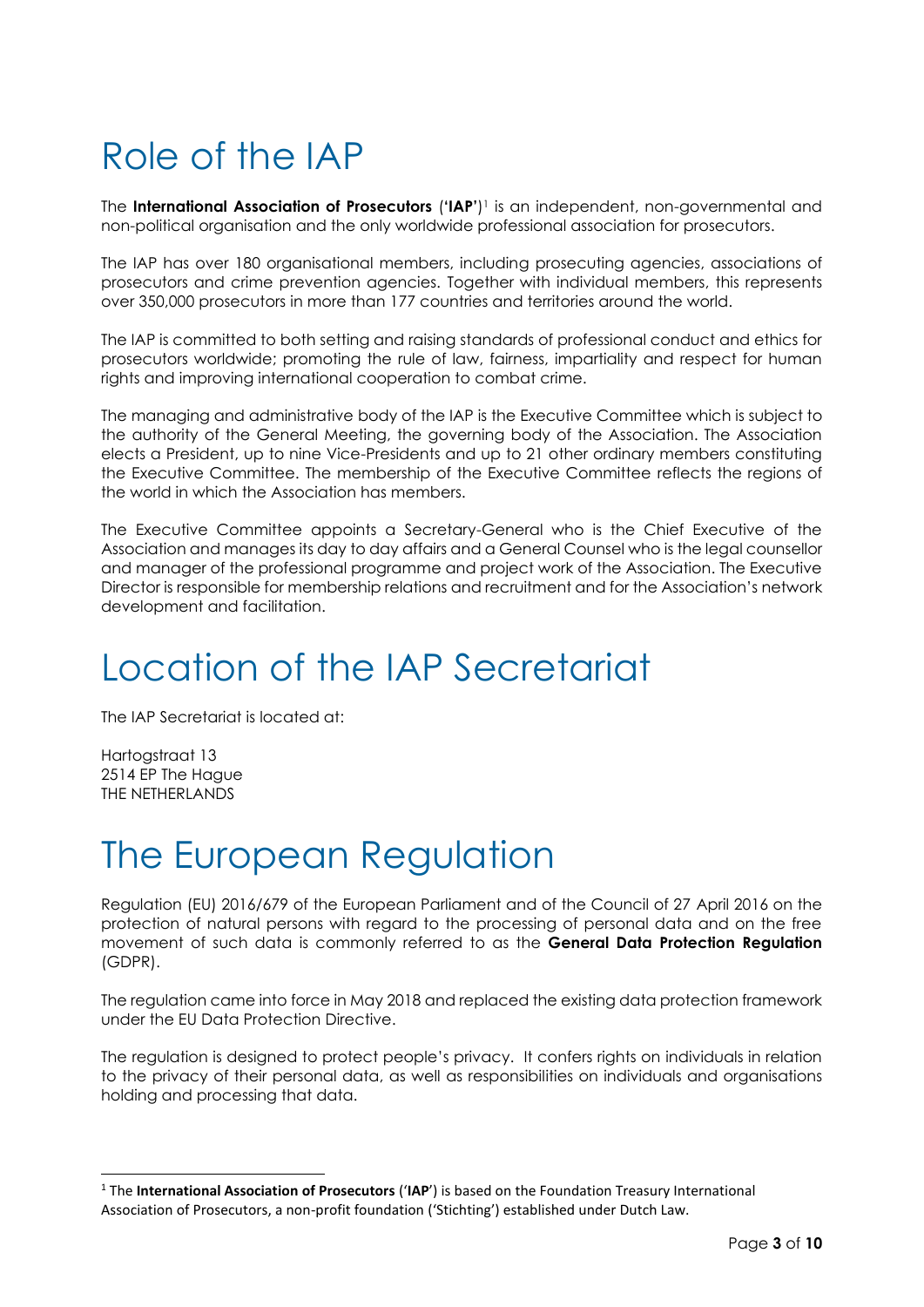# Role of the IAP

The **International Association of Prosecutors** ('**IAP'**)[1] is an independent, non-governmental and non-political organisation and the only worldwide professional association for prosecutors.

The IAP has over 180 organisational members, including prosecuting agencies, associations of prosecutors and crime prevention agencies. Together with individual members, this represents over 350,000 prosecutors in more than 177 countries and territories around the world.

The IAP is committed to both setting and raising standards of professional conduct and ethics for prosecutors worldwide; promoting the rule of law, fairness, impartiality and respect for human rights and improving international cooperation to combat crime.

The managing and administrative body of the IAP is the Executive Committee which is subject to the authority of the General Meeting, the governing body of the Association. The Association elects a President, up to nine Vice-Presidents and up to 21 other ordinary members constituting the Executive Committee. The membership of the Executive Committee reflects the regions of the world in which the Association has members.

The Executive Committee appoints a Secretary-General who is the Chief Executive of the Association and manages its day to day affairs and a General Counsel who is the legal counsellor and manager of the professional programme and project work of the Association. The Executive Director is responsible for membership relations and recruitment and for the Association's network development and facilitation.

# Location of the IAP Secretariat

The IAP Secretariat is located at:

Hartogstraat 13
2514 EP The Hague
THE NETHERLANDS

# The European Regulation

Regulation (EU) 2016/679 of the European Parliament and of the Council of 27 April 2016 on the protection of natural persons with regard to the processing of personal data and on the free movement of such data is commonly referred to as the **General Data Protection Regulation** (GDPR).

The regulation came into force in May 2018 and replaced the existing data protection framework under the EU Data Protection Directive.

The regulation is designed to protect people's privacy. It confers rights on individuals in relation to the privacy of their personal data, as well as responsibilities on individuals and organisations holding and processing that data.

---

[1] The **International Association of Prosecutors** ('**IAP**') is based on the Foundation Treasury International Association of Prosecutors, a non-profit foundation ('Stichting') established under Dutch Law.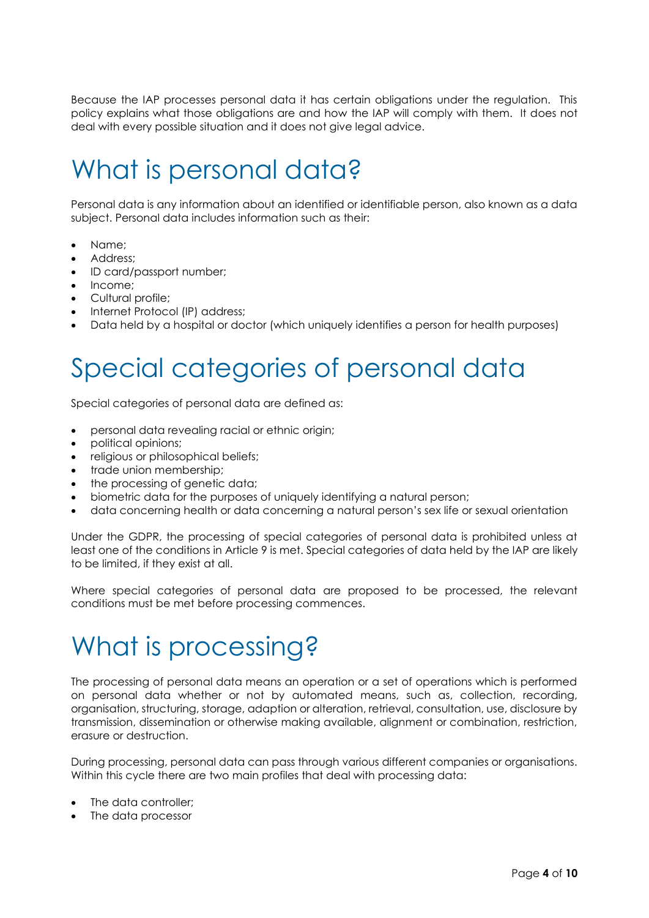Because the IAP processes personal data it has certain obligations under the regulation. This policy explains what those obligations are and how the IAP will comply with them. It does not deal with every possible situation and it does not give legal advice.

# What is personal data?

Personal data is any information about an identified or identifiable person, also known as a data subject. Personal data includes information such as their:

- Name;
- Address;
- ID card/passport number;
- Income;
- Cultural profile;
- Internet Protocol (IP) address;
- Data held by a hospital or doctor (which uniquely identifies a person for health purposes)

# Special categories of personal data

Special categories of personal data are defined as:

- personal data revealing racial or ethnic origin;
- political opinions;
- religious or philosophical beliefs;
- trade union membership;
- the processing of genetic data;
- biometric data for the purposes of uniquely identifying a natural person;
- data concerning health or data concerning a natural person's sex life or sexual orientation

Under the GDPR, the processing of special categories of personal data is prohibited unless at least one of the conditions in Article 9 is met. Special categories of data held by the IAP are likely to be limited, if they exist at all.

Where special categories of personal data are proposed to be processed, the relevant conditions must be met before processing commences.

# What is processing?

The processing of personal data means an operation or a set of operations which is performed on personal data whether or not by automated means, such as, collection, recording, organisation, structuring, storage, adaption or alteration, retrieval, consultation, use, disclosure by transmission, dissemination or otherwise making available, alignment or combination, restriction, erasure or destruction.

During processing, personal data can pass through various different companies or organisations. Within this cycle there are two main profiles that deal with processing data:

- The data controller;
- The data processor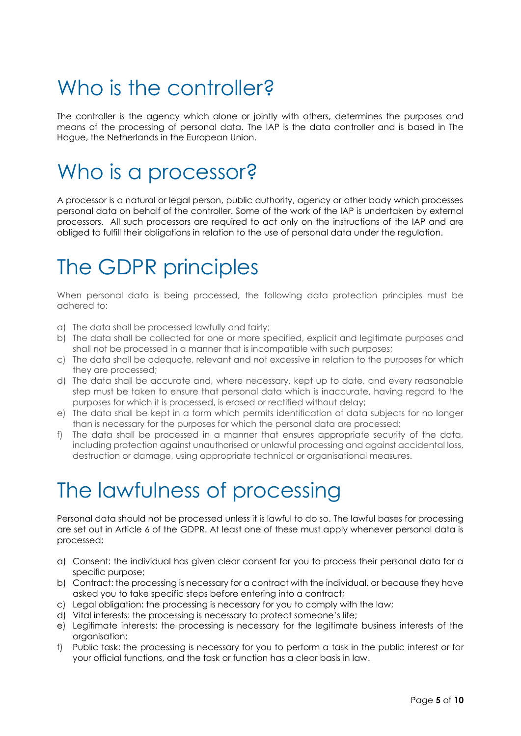# Who is the controller?

The controller is the agency which alone or jointly with others, determines the purposes and means of the processing of personal data. The IAP is the data controller and is based in The Hague, the Netherlands in the European Union.

# Who is a processor?

A processor is a natural or legal person, public authority, agency or other body which processes personal data on behalf of the controller. Some of the work of the IAP is undertaken by external processors. All such processors are required to act only on the instructions of the IAP and are obliged to fulfill their obligations in relation to the use of personal data under the regulation.

# The GDPR principles

When personal data is being processed, the following data protection principles must be adhered to:

a) The data shall be processed lawfully and fairly;
b) The data shall be collected for one or more specified, explicit and legitimate purposes and shall not be processed in a manner that is incompatible with such purposes;
c) The data shall be adequate, relevant and not excessive in relation to the purposes for which they are processed;
d) The data shall be accurate and, where necessary, kept up to date, and every reasonable step must be taken to ensure that personal data which is inaccurate, having regard to the purposes for which it is processed, is erased or rectified without delay;
e) The data shall be kept in a form which permits identification of data subjects for no longer than is necessary for the purposes for which the personal data are processed;
f) The data shall be processed in a manner that ensures appropriate security of the data, including protection against unauthorised or unlawful processing and against accidental loss, destruction or damage, using appropriate technical or organisational measures.

# The lawfulness of processing

Personal data should not be processed unless it is lawful to do so. The lawful bases for processing are set out in Article 6 of the GDPR. At least one of these must apply whenever personal data is processed:

a) Consent: the individual has given clear consent for you to process their personal data for a specific purpose;
b) Contract: the processing is necessary for a contract with the individual, or because they have asked you to take specific steps before entering into a contract;
c) Legal obligation: the processing is necessary for you to comply with the law;
d) Vital interests: the processing is necessary to protect someone's life;
e) Legitimate interests: the processing is necessary for the legitimate business interests of the organisation;
f) Public task: the processing is necessary for you to perform a task in the public interest or for your official functions, and the task or function has a clear basis in law.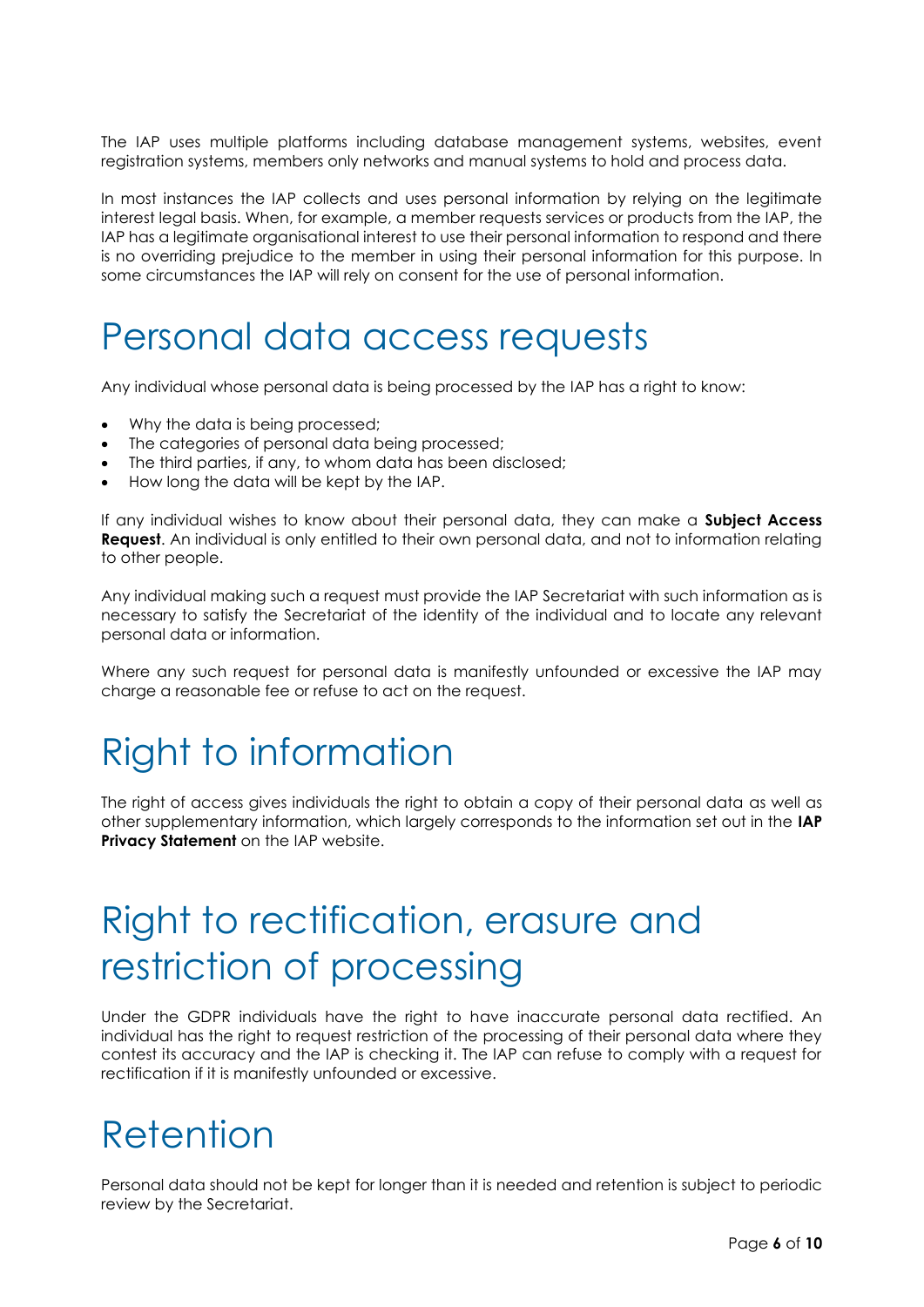The IAP uses multiple platforms including database management systems, websites, event registration systems, members only networks and manual systems to hold and process data.

In most instances the IAP collects and uses personal information by relying on the legitimate interest legal basis. When, for example, a member requests services or products from the IAP, the IAP has a legitimate organisational interest to use their personal information to respond and there is no overriding prejudice to the member in using their personal information for this purpose. In some circumstances the IAP will rely on consent for the use of personal information.

# Personal data access requests

Any individual whose personal data is being processed by the IAP has a right to know:

- Why the data is being processed;
- The categories of personal data being processed;
- The third parties, if any, to whom data has been disclosed;
- How long the data will be kept by the IAP.

If any individual wishes to know about their personal data, they can make a **Subject Access Request**. An individual is only entitled to their own personal data, and not to information relating to other people.

Any individual making such a request must provide the IAP Secretariat with such information as is necessary to satisfy the Secretariat of the identity of the individual and to locate any relevant personal data or information.

Where any such request for personal data is manifestly unfounded or excessive the IAP may charge a reasonable fee or refuse to act on the request.

# Right to information

The right of access gives individuals the right to obtain a copy of their personal data as well as other supplementary information, which largely corresponds to the information set out in the **IAP Privacy Statement** on the IAP website.

# Right to rectification, erasure and restriction of processing

Under the GDPR individuals have the right to have inaccurate personal data rectified. An individual has the right to request restriction of the processing of their personal data where they contest its accuracy and the IAP is checking it. The IAP can refuse to comply with a request for rectification if it is manifestly unfounded or excessive.

# Retention

Personal data should not be kept for longer than it is needed and retention is subject to periodic review by the Secretariat.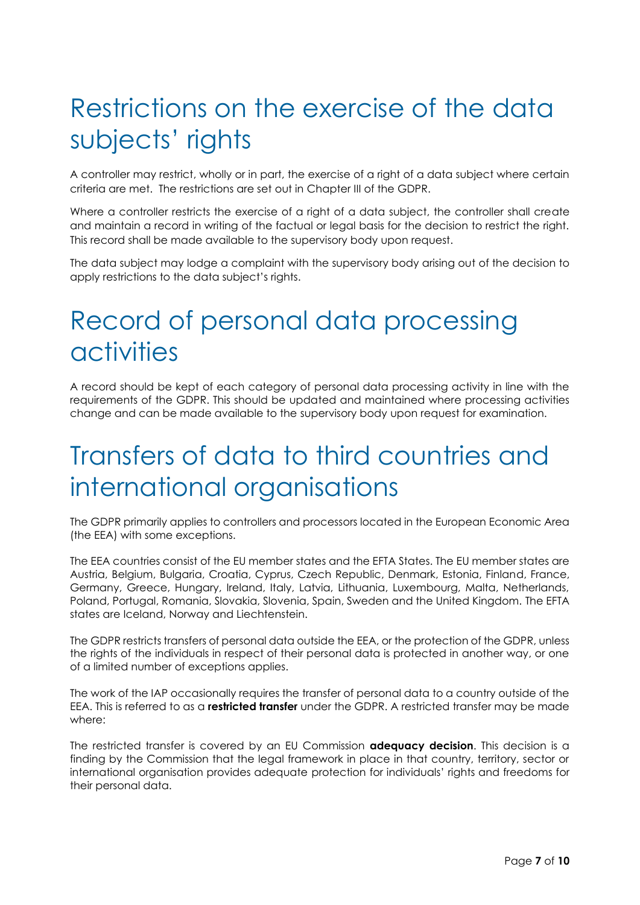# Restrictions on the exercise of the data subjects' rights

A controller may restrict, wholly or in part, the exercise of a right of a data subject where certain criteria are met. The restrictions are set out in Chapter III of the GDPR.

Where a controller restricts the exercise of a right of a data subject, the controller shall create and maintain a record in writing of the factual or legal basis for the decision to restrict the right. This record shall be made available to the supervisory body upon request.

The data subject may lodge a complaint with the supervisory body arising out of the decision to apply restrictions to the data subject's rights.

# Record of personal data processing activities

A record should be kept of each category of personal data processing activity in line with the requirements of the GDPR. This should be updated and maintained where processing activities change and can be made available to the supervisory body upon request for examination.

# Transfers of data to third countries and international organisations

The GDPR primarily applies to controllers and processors located in the European Economic Area (the EEA) with some exceptions.

The EEA countries consist of the EU member states and the EFTA States. The EU member states are Austria, Belgium, Bulgaria, Croatia, Cyprus, Czech Republic, Denmark, Estonia, Finland, France, Germany, Greece, Hungary, Ireland, Italy, Latvia, Lithuania, Luxembourg, Malta, Netherlands, Poland, Portugal, Romania, Slovakia, Slovenia, Spain, Sweden and the United Kingdom. The EFTA states are Iceland, Norway and Liechtenstein.

The GDPR restricts transfers of personal data outside the EEA, or the protection of the GDPR, unless the rights of the individuals in respect of their personal data is protected in another way, or one of a limited number of exceptions applies.

The work of the IAP occasionally requires the transfer of personal data to a country outside of the EEA. This is referred to as a **restricted transfer** under the GDPR. A restricted transfer may be made where:

The restricted transfer is covered by an EU Commission **adequacy decision**. This decision is a finding by the Commission that the legal framework in place in that country, territory, sector or international organisation provides adequate protection for individuals' rights and freedoms for their personal data.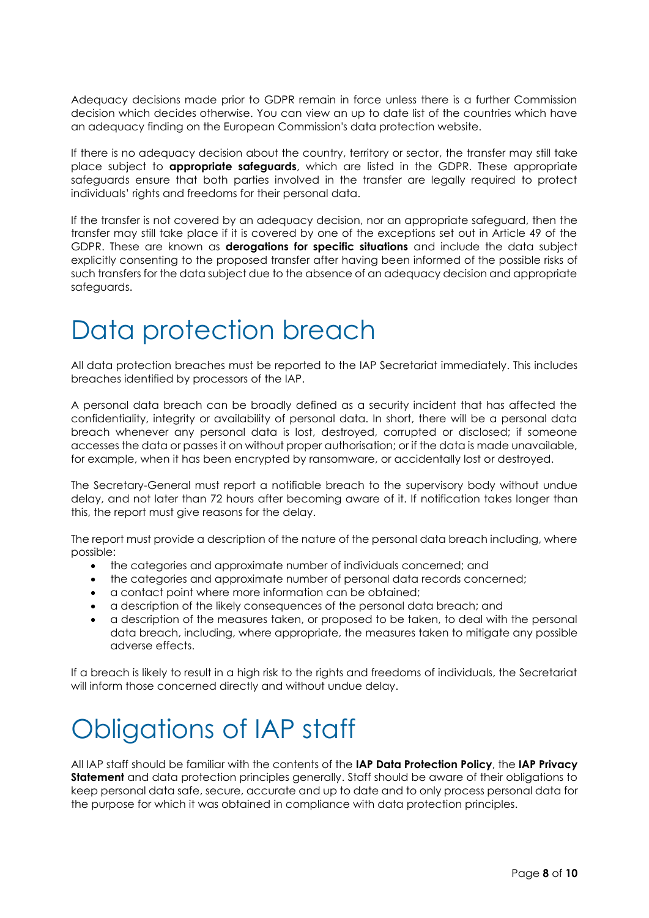Adequacy decisions made prior to GDPR remain in force unless there is a further Commission decision which decides otherwise. You can view an up to date list of the countries which have an adequacy finding on the European Commission's data protection website.

If there is no adequacy decision about the country, territory or sector, the transfer may still take place subject to **appropriate safeguards**, which are listed in the GDPR. These appropriate safeguards ensure that both parties involved in the transfer are legally required to protect individuals' rights and freedoms for their personal data.

If the transfer is not covered by an adequacy decision, nor an appropriate safeguard, then the transfer may still take place if it is covered by one of the exceptions set out in Article 49 of the GDPR. These are known as **derogations for specific situations** and include the data subject explicitly consenting to the proposed transfer after having been informed of the possible risks of such transfers for the data subject due to the absence of an adequacy decision and appropriate safeguards.

# Data protection breach

All data protection breaches must be reported to the IAP Secretariat immediately. This includes breaches identified by processors of the IAP.

A personal data breach can be broadly defined as a security incident that has affected the confidentiality, integrity or availability of personal data. In short, there will be a personal data breach whenever any personal data is lost, destroyed, corrupted or disclosed; if someone accesses the data or passes it on without proper authorisation; or if the data is made unavailable, for example, when it has been encrypted by ransomware, or accidentally lost or destroyed.

The Secretary-General must report a notifiable breach to the supervisory body without undue delay, and not later than 72 hours after becoming aware of it. If notification takes longer than this, the report must give reasons for the delay.

The report must provide a description of the nature of the personal data breach including, where possible:

- the categories and approximate number of individuals concerned; and
- the categories and approximate number of personal data records concerned;
- a contact point where more information can be obtained;
- a description of the likely consequences of the personal data breach; and
- a description of the measures taken, or proposed to be taken, to deal with the personal data breach, including, where appropriate, the measures taken to mitigate any possible adverse effects.

If a breach is likely to result in a high risk to the rights and freedoms of individuals, the Secretariat will inform those concerned directly and without undue delay.

# Obligations of IAP staff

All IAP staff should be familiar with the contents of the **IAP Data Protection Policy**, the **IAP Privacy Statement** and data protection principles generally. Staff should be aware of their obligations to keep personal data safe, secure, accurate and up to date and to only process personal data for the purpose for which it was obtained in compliance with data protection principles.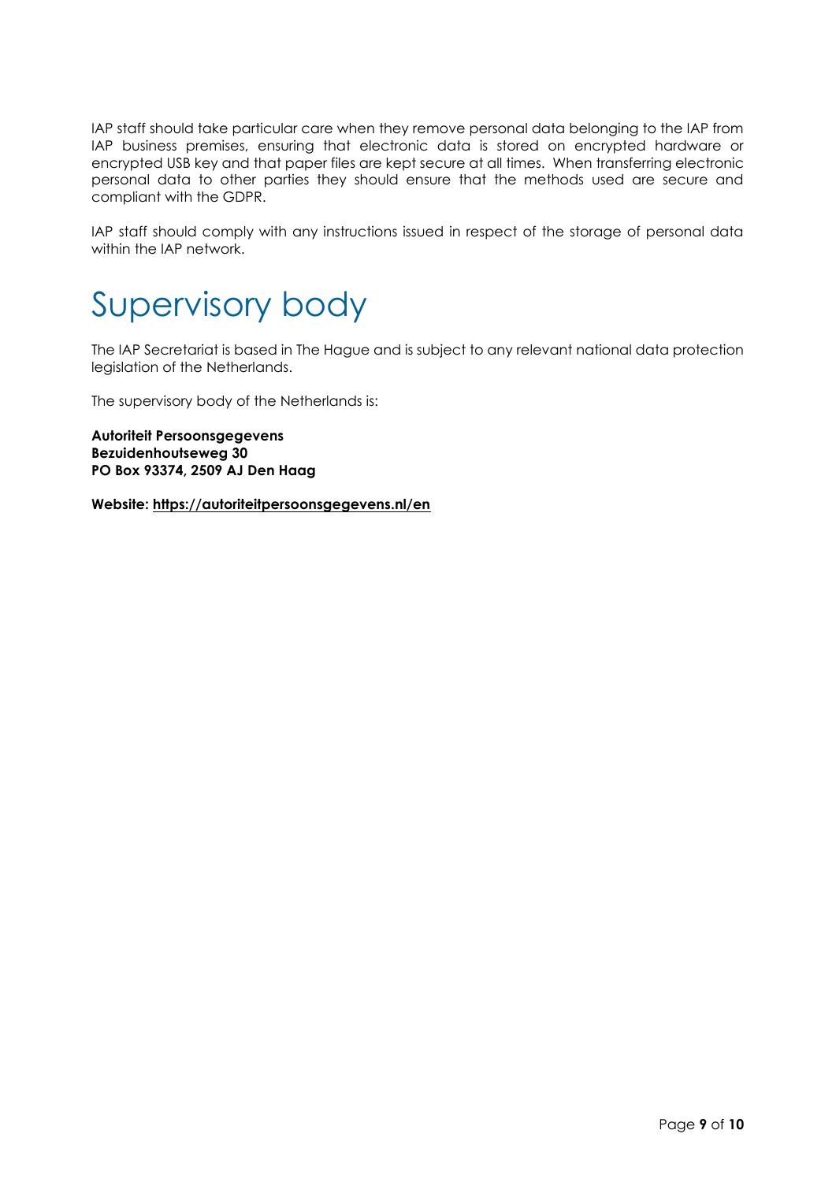IAP staff should take particular care when they remove personal data belonging to the IAP from IAP business premises, ensuring that electronic data is stored on encrypted hardware or encrypted USB key and that paper files are kept secure at all times. When transferring electronic personal data to other parties they should ensure that the methods used are secure and compliant with the GDPR.

IAP staff should comply with any instructions issued in respect of the storage of personal data within the IAP network.

# Supervisory body

The IAP Secretariat is based in The Hague and is subject to any relevant national data protection legislation of the Netherlands.

The supervisory body of the Netherlands is:

**Autoriteit Persoonsgegevens**
**Bezuidenhoutseweg 30**
**PO Box 93374, 2509 AJ Den Haag**

**Website: https://autoriteitpersoonsgegevens.nl/en**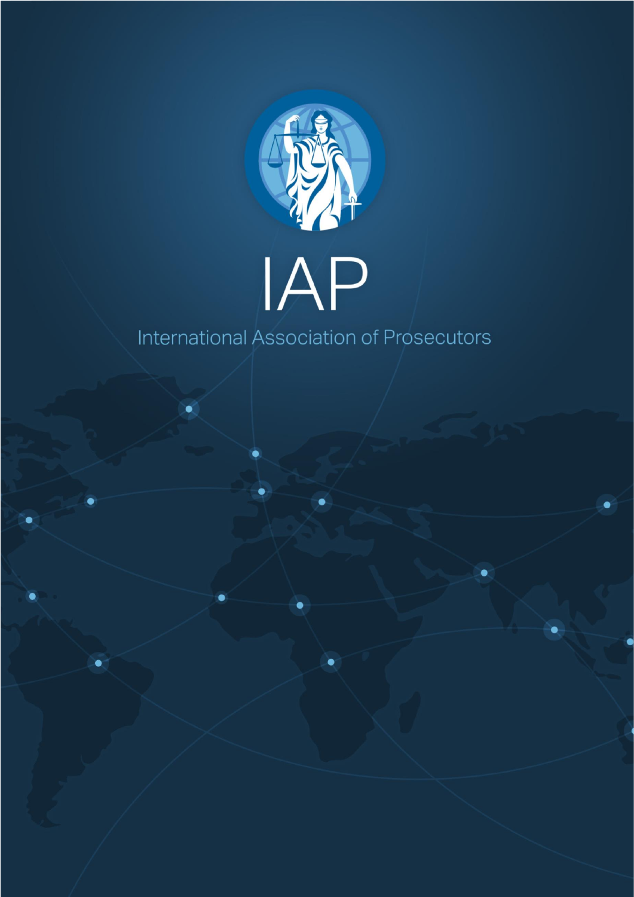IAP

International Association of Prosecutors